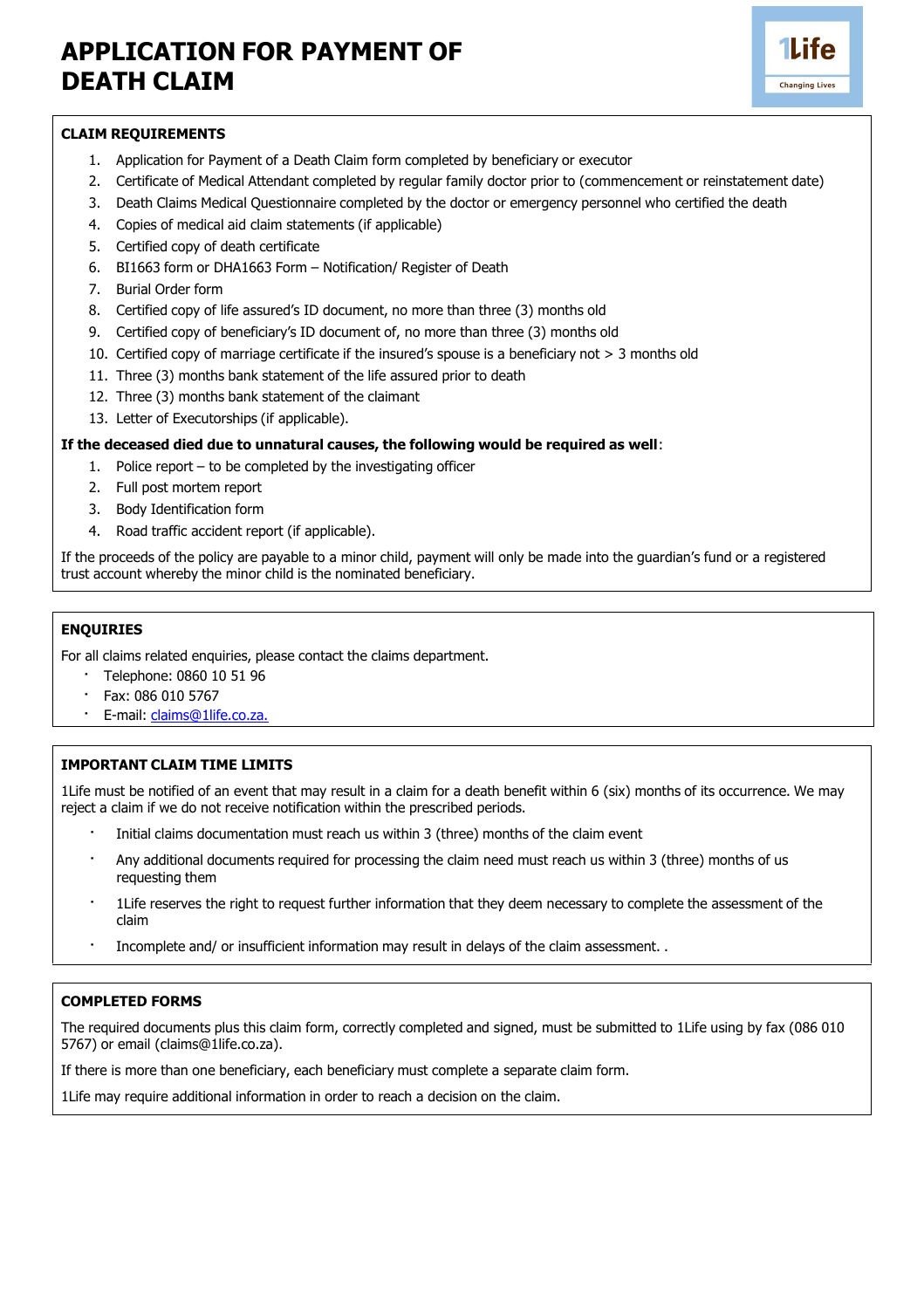# APPLICATION FOR PAYMENT OF DEATH CLAIM

1Life
Changing Lives

## CLAIM REQUIREMENTS

1. Application for Payment of a Death Claim form completed by beneficiary or executor
2. Certificate of Medical Attendant completed by regular family doctor prior to (commencement or reinstatement date)
3. Death Claims Medical Questionnaire completed by the doctor or emergency personnel who certified the death
4. Copies of medical aid claim statements (if applicable)
5. Certified copy of death certificate
6. BI1663 form or DHA1663 Form – Notification/ Register of Death
7. Burial Order form
8. Certified copy of life assured's ID document, no more than three (3) months old
9. Certified copy of beneficiary's ID document of, no more than three (3) months old
10. Certified copy of marriage certificate if the insured's spouse is a beneficiary not > 3 months old
11. Three (3) months bank statement of the life assured prior to death
12. Three (3) months bank statement of the claimant
13. Letter of Executorships (if applicable).

**If the deceased died due to unnatural causes, the following would be required as well**:

1. Police report – to be completed by the investigating officer
2. Full post mortem report
3. Body Identification form
4. Road traffic accident report (if applicable).

If the proceeds of the policy are payable to a minor child, payment will only be made into the guardian's fund or a registered trust account whereby the minor child is the nominated beneficiary.

## ENQUIRIES

For all claims related enquiries, please contact the claims department.

- Telephone: 0860 10 51 96
- Fax: 086 010 5767
- E-mail: claims@1life.co.za.

## IMPORTANT CLAIM TIME LIMITS

1Life must be notified of an event that may result in a claim for a death benefit within 6 (six) months of its occurrence. We may reject a claim if we do not receive notification within the prescribed periods.

- Initial claims documentation must reach us within 3 (three) months of the claim event
- Any additional documents required for processing the claim need must reach us within 3 (three) months of us requesting them
- 1Life reserves the right to request further information that they deem necessary to complete the assessment of the claim
- Incomplete and/ or insufficient information may result in delays of the claim assessment. .

## COMPLETED FORMS

The required documents plus this claim form, correctly completed and signed, must be submitted to 1Life using by fax (086 010 5767) or email (claims@1life.co.za).

If there is more than one beneficiary, each beneficiary must complete a separate claim form.

1Life may require additional information in order to reach a decision on the claim.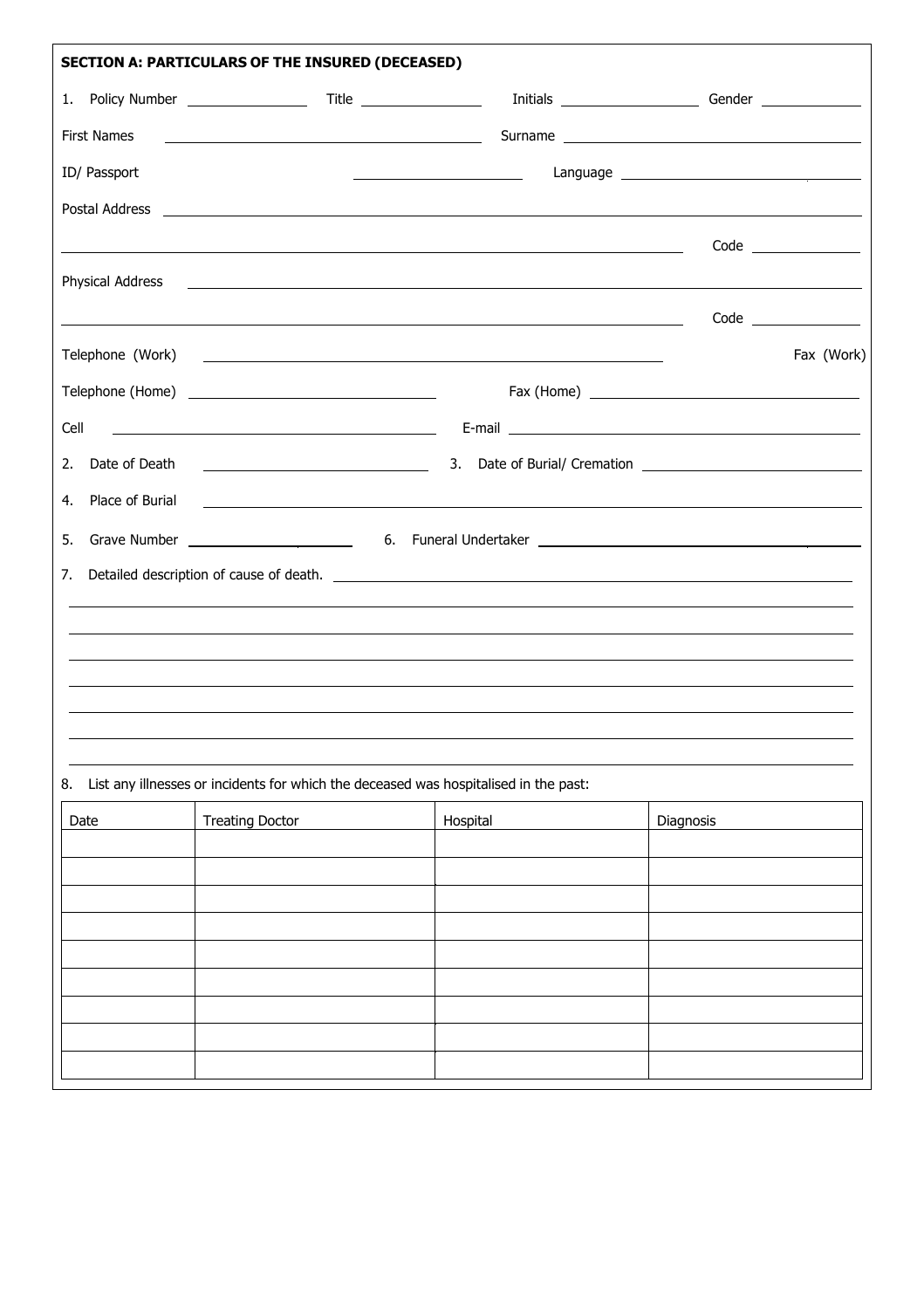**SECTION A: PARTICULARS OF THE INSURED (DECEASED)**

1. Policy Number ______________ Title ______________ Initials ________________ Gender ____________

First Names ____________________________________ Surname ____________________________________

ID/ Passport ____________________ Language ____________________________

Postal Address ______________________________________________________________________________

______________________________________________________________________ Code ____________

Physical Address ______________________________________________________________________________

______________________________________________________________________ Code ____________

Telephone (Work) ____________________________________________________ Fax (Work)

Telephone (Home) ___________________________ Fax (Home) ______________________________

Cell ___________________________________ E-mail ______________________________________

2. Date of Death ________________________ 3. Date of Burial/ Cremation ________________________

4. Place of Burial ______________________________________________________________________________

5. Grave Number ____________________ 6. Funeral Undertaker ______________________________________

7. Detailed description of cause of death. ______________________________________________________________

______________________________________________________________________________________

______________________________________________________________________________________

______________________________________________________________________________________

______________________________________________________________________________________

______________________________________________________________________________________

______________________________________________________________________________________

8. List any illnesses or incidents for which the deceased was hospitalised in the past:

| Date | Treating Doctor | Hospital | Diagnosis |
| --- | --- | --- | --- |
| | | | |
| | | | |
| | | | |
| | | | |
| | | | |
| | | | |
| | | | |
| | | | |
| | | | |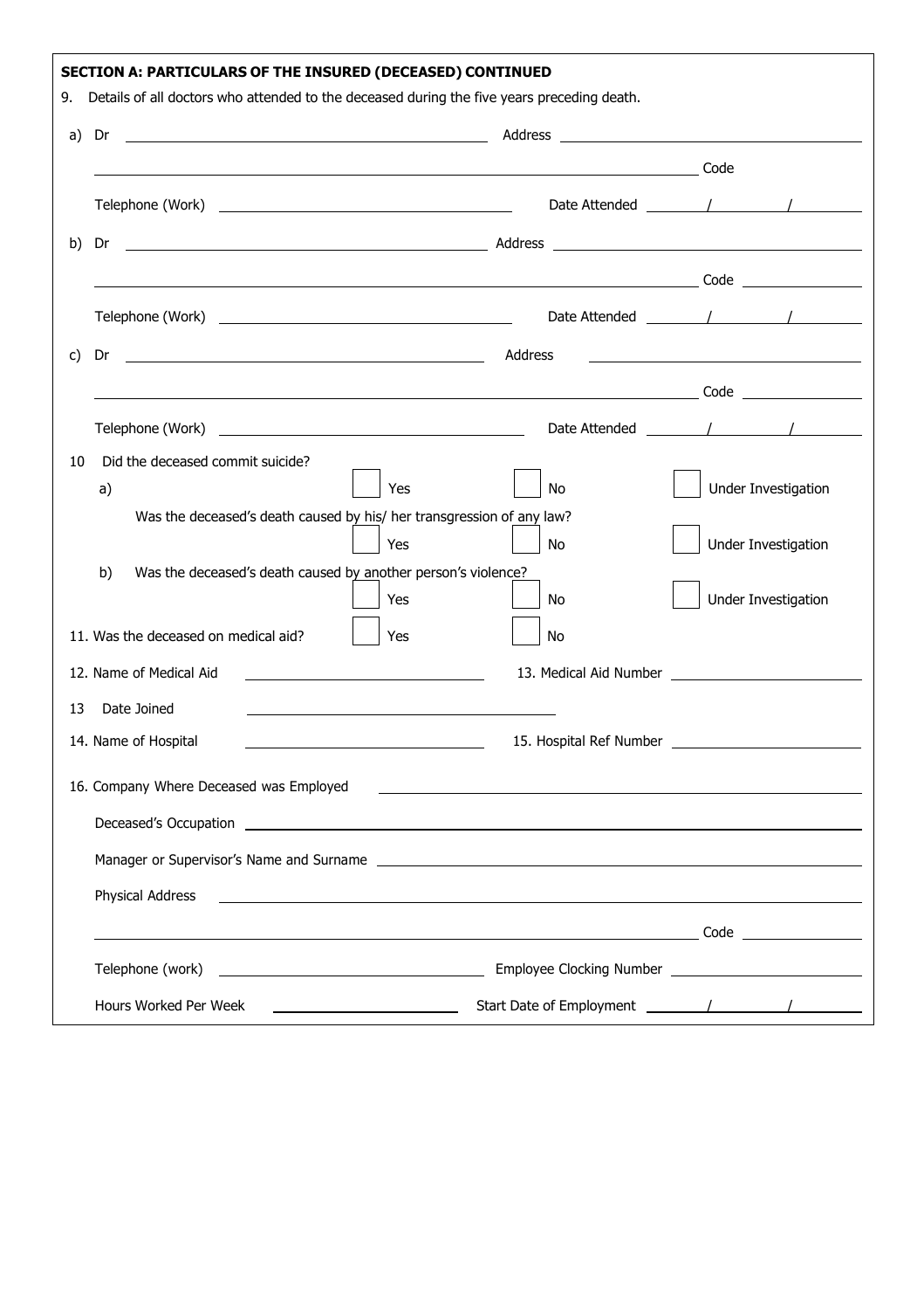**SECTION A: PARTICULARS OF THE INSURED (DECEASED) CONTINUED**

9. Details of all doctors who attended to the deceased during the five years preceding death.

a) Dr ____________________ Address ____________________

____________________ Code

Telephone (Work) ____________________ Date Attended ____ / ____ / ____

b) Dr ____________________ Address ____________________

____________________ Code ____________

Telephone (Work) ____________________ Date Attended ____ / ____ / ____

c) Dr ____________________ Address ____________________

____________________ Code ____________

Telephone (Work) ____________________ Date Attended ____ / ____ / ____

10 Did the deceased commit suicide?

a) ☐ Yes ☐ No ☐ Under Investigation

Was the deceased's death caused by his/ her transgression of any law?

☐ Yes ☐ No ☐ Under Investigation

b) Was the deceased's death caused by another person's violence?

☐ Yes ☐ No ☐ Under Investigation

11. Was the deceased on medical aid? ☐ Yes ☐ No

12. Name of Medical Aid ____________________ 13. Medical Aid Number ____________________

13 Date Joined ____________________

14. Name of Hospital ____________________ 15. Hospital Ref Number ____________________

16. Company Where Deceased was Employed ____________________

Deceased's Occupation ____________________

Manager or Supervisor's Name and Surname ____________________

Physical Address ____________________

____________________ Code ____________

Telephone (work) ____________________ Employee Clocking Number ____________________

Hours Worked Per Week ____________________ Start Date of Employment ____ / ____ / ____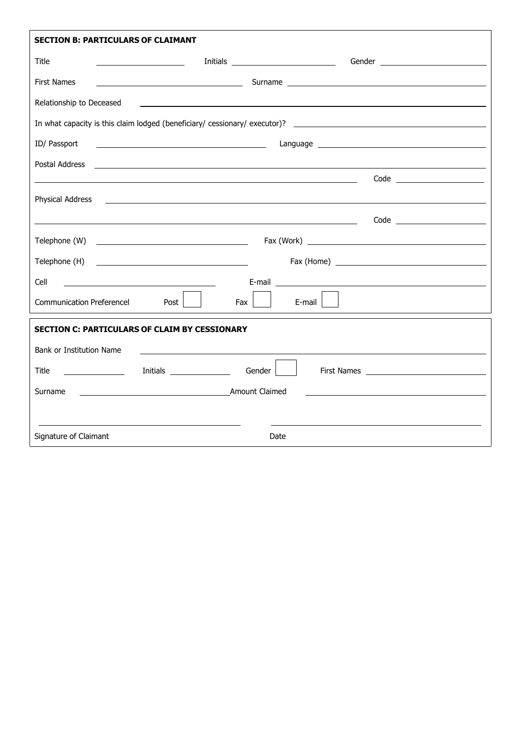**SECTION B: PARTICULARS OF CLAIMANT**

Title \_\_\_\_\_\_\_\_\_\_\_\_ Initials \_\_\_\_\_\_\_\_\_\_\_\_ Gender \_\_\_\_\_\_\_\_\_\_\_\_

First Names \_\_\_\_\_\_\_\_\_\_\_\_ Surname \_\_\_\_\_\_\_\_\_\_\_\_

Relationship to Deceased \_\_\_\_\_\_\_\_\_\_\_\_

In what capacity is this claim lodged (beneficiary/ cessionary/ executor)? \_\_\_\_\_\_\_\_\_\_\_\_

ID/ Passport \_\_\_\_\_\_\_\_\_\_\_\_ Language \_\_\_\_\_\_\_\_\_\_\_\_

Postal Address \_\_\_\_\_\_\_\_\_\_\_\_

\_\_\_\_\_\_\_\_\_\_\_\_ Code \_\_\_\_\_\_\_\_\_\_\_\_

Physical Address \_\_\_\_\_\_\_\_\_\_\_\_

\_\_\_\_\_\_\_\_\_\_\_\_ Code \_\_\_\_\_\_\_\_\_\_\_\_

Telephone (W) \_\_\_\_\_\_\_\_\_\_\_\_ Fax (Work) \_\_\_\_\_\_\_\_\_\_\_\_

Telephone (H) \_\_\_\_\_\_\_\_\_\_\_\_ Fax (Home) \_\_\_\_\_\_\_\_\_\_\_\_

Cell \_\_\_\_\_\_\_\_\_\_\_\_ E-mail \_\_\_\_\_\_\_\_\_\_\_\_

Communication Preferencel Post ☐ Fax ☐ E-mail ☐

**SECTION C: PARTICULARS OF CLAIM BY CESSIONARY**

Bank or Institution Name \_\_\_\_\_\_\_\_\_\_\_\_

Title \_\_\_\_\_\_\_\_\_\_\_\_ Initials \_\_\_\_\_\_\_\_\_\_\_\_ Gender ☐ First Names \_\_\_\_\_\_\_\_\_\_\_\_

Surname \_\_\_\_\_\_\_\_\_\_\_\_ Amount Claimed \_\_\_\_\_\_\_\_\_\_\_\_

\_\_\_\_\_\_\_\_\_\_\_\_ \_\_\_\_\_\_\_\_\_\_\_\_

Signature of Claimant Date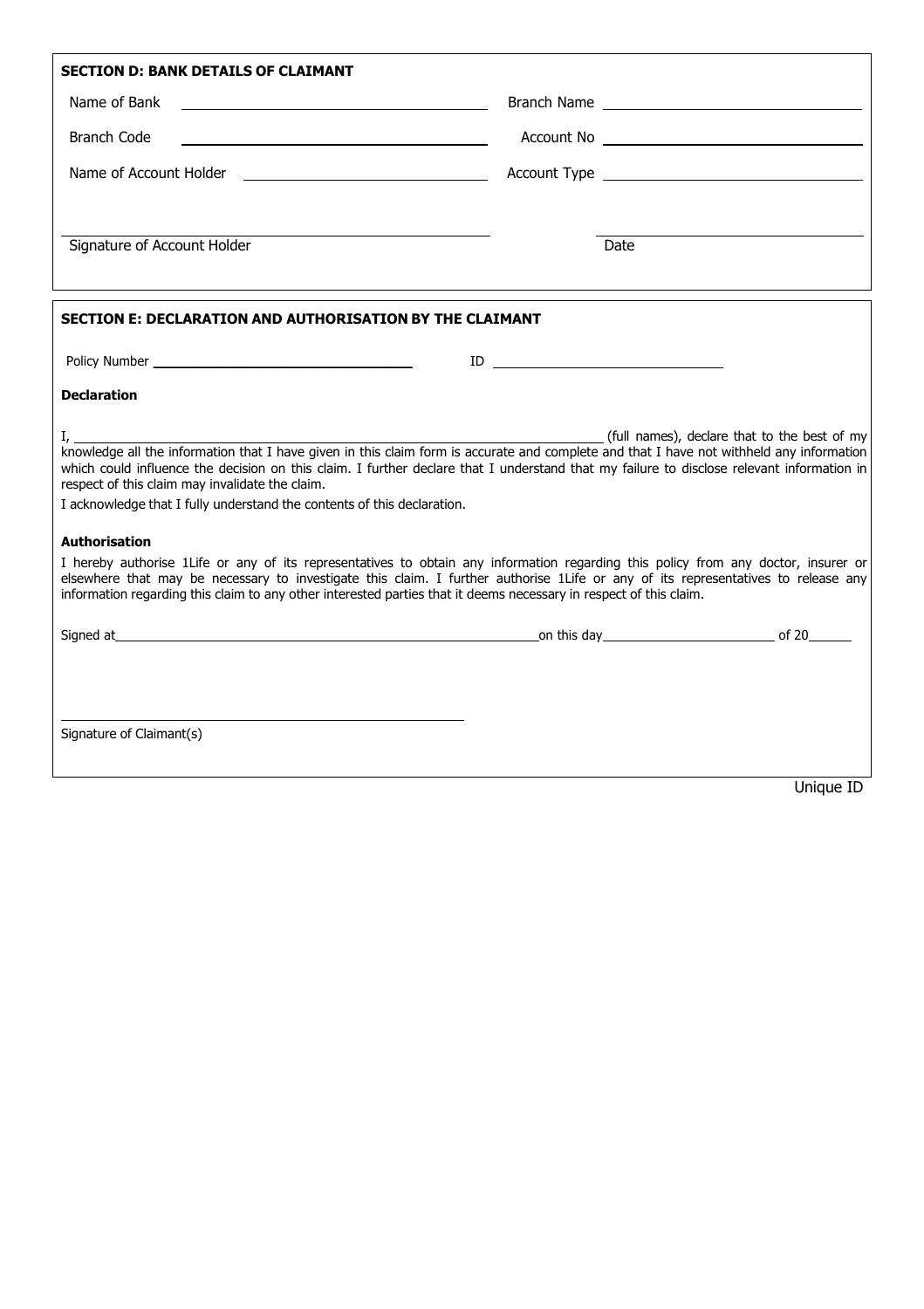## SECTION D: BANK DETAILS OF CLAIMANT

Name of Bank ______________________________ Branch Name ______________________________

Branch Code ______________________________ Account No ______________________________

Name of Account Holder ______________________________ Account Type ______________________________

______________________________ ______________________________

Signature of Account Holder Date

## SECTION E: DECLARATION AND AUTHORISATION BY THE CLAIMANT

Policy Number ______________________________ ID ______________________________

**Declaration**

I, ______________________________ (full names), declare that to the best of my knowledge all the information that I have given in this claim form is accurate and complete and that I have not withheld any information which could influence the decision on this claim. I further declare that I understand that my failure to disclose relevant information in respect of this claim may invalidate the claim.

I acknowledge that I fully understand the contents of this declaration.

**Authorisation**

I hereby authorise 1Life or any of its representatives to obtain any information regarding this policy from any doctor, insurer or elsewhere that may be necessary to investigate this claim. I further authorise 1Life or any of its representatives to release any information regarding this claim to any other interested parties that it deems necessary in respect of this claim.

Signed at ______________________________ on this day ______________________________ of 20______

______________________________

Signature of Claimant(s)

Unique ID